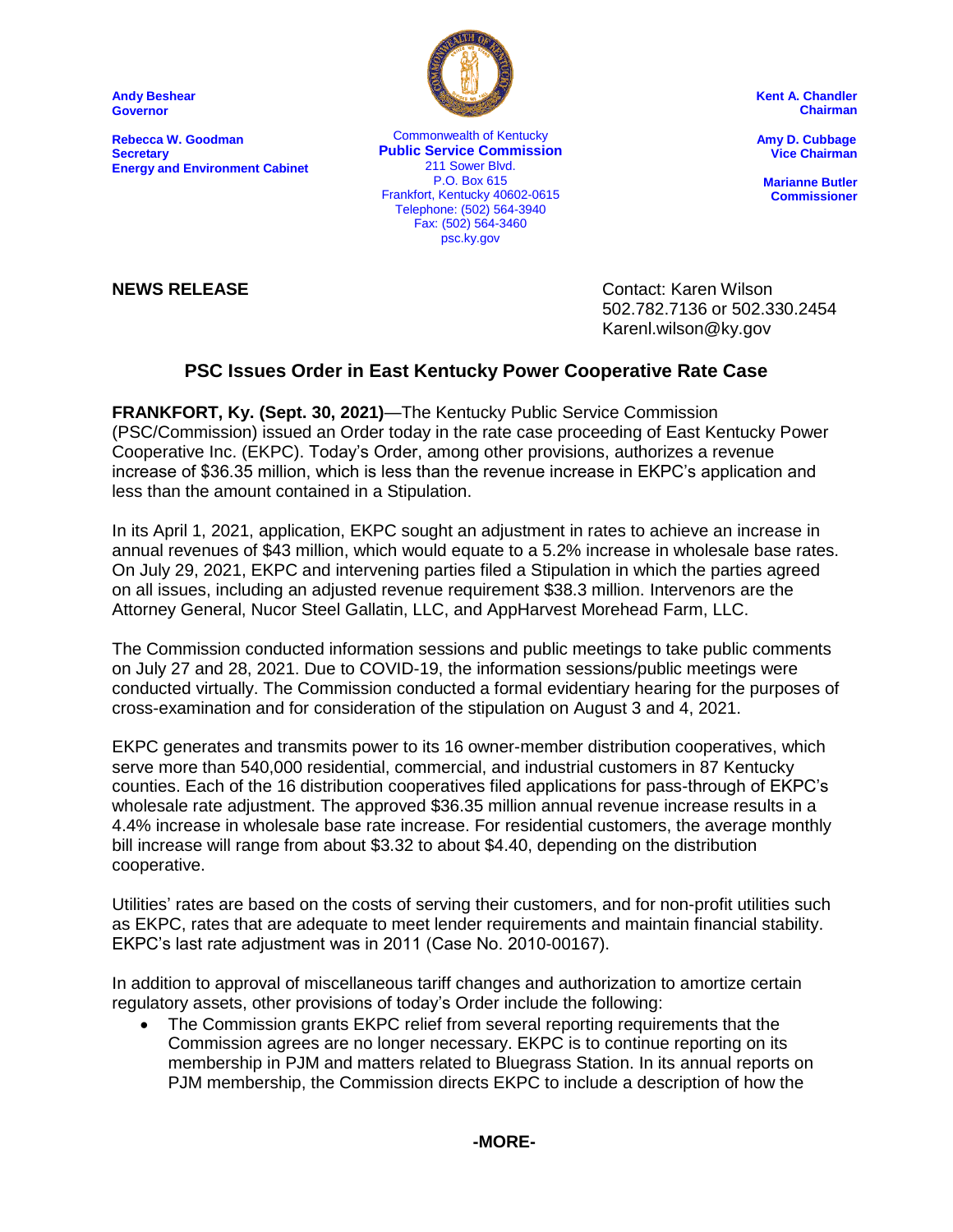**Andy Beshear**
**Governor**

**Rebecca W. Goodman**
**Secretary**
**Energy and Environment Cabinet**

Commonwealth of Kentucky
**Public Service Commission**
211 Sower Blvd.
P.O. Box 615
Frankfort, Kentucky 40602-0615
Telephone: (502) 564-3940
Fax: (502) 564-3460
psc.ky.gov

**Kent A. Chandler**
**Chairman**

**Amy D. Cubbage**
**Vice Chairman**

**Marianne Butler**
**Commissioner**

**NEWS RELEASE**

Contact: Karen Wilson
502.782.7136 or 502.330.2454
Karenl.wilson@ky.gov

## PSC Issues Order in East Kentucky Power Cooperative Rate Case

**FRANKFORT, Ky. (Sept. 30, 2021)**—The Kentucky Public Service Commission (PSC/Commission) issued an Order today in the rate case proceeding of East Kentucky Power Cooperative Inc. (EKPC). Today's Order, among other provisions, authorizes a revenue increase of $36.35 million, which is less than the revenue increase in EKPC's application and less than the amount contained in a Stipulation.

In its April 1, 2021, application, EKPC sought an adjustment in rates to achieve an increase in annual revenues of $43 million, which would equate to a 5.2% increase in wholesale base rates. On July 29, 2021, EKPC and intervening parties filed a Stipulation in which the parties agreed on all issues, including an adjusted revenue requirement $38.3 million. Intervenors are the Attorney General, Nucor Steel Gallatin, LLC, and AppHarvest Morehead Farm, LLC.

The Commission conducted information sessions and public meetings to take public comments on July 27 and 28, 2021. Due to COVID-19, the information sessions/public meetings were conducted virtually. The Commission conducted a formal evidentiary hearing for the purposes of cross-examination and for consideration of the stipulation on August 3 and 4, 2021.

EKPC generates and transmits power to its 16 owner-member distribution cooperatives, which serve more than 540,000 residential, commercial, and industrial customers in 87 Kentucky counties. Each of the 16 distribution cooperatives filed applications for pass-through of EKPC's wholesale rate adjustment. The approved $36.35 million annual revenue increase results in a 4.4% increase in wholesale base rate increase. For residential customers, the average monthly bill increase will range from about $3.32 to about $4.40, depending on the distribution cooperative.

Utilities' rates are based on the costs of serving their customers, and for non-profit utilities such as EKPC, rates that are adequate to meet lender requirements and maintain financial stability. EKPC's last rate adjustment was in 2011 (Case No. 2010-00167).

In addition to approval of miscellaneous tariff changes and authorization to amortize certain regulatory assets, other provisions of today's Order include the following:

- The Commission grants EKPC relief from several reporting requirements that the Commission agrees are no longer necessary. EKPC is to continue reporting on its membership in PJM and matters related to Bluegrass Station. In its annual reports on PJM membership, the Commission directs EKPC to include a description of how the

**-MORE-**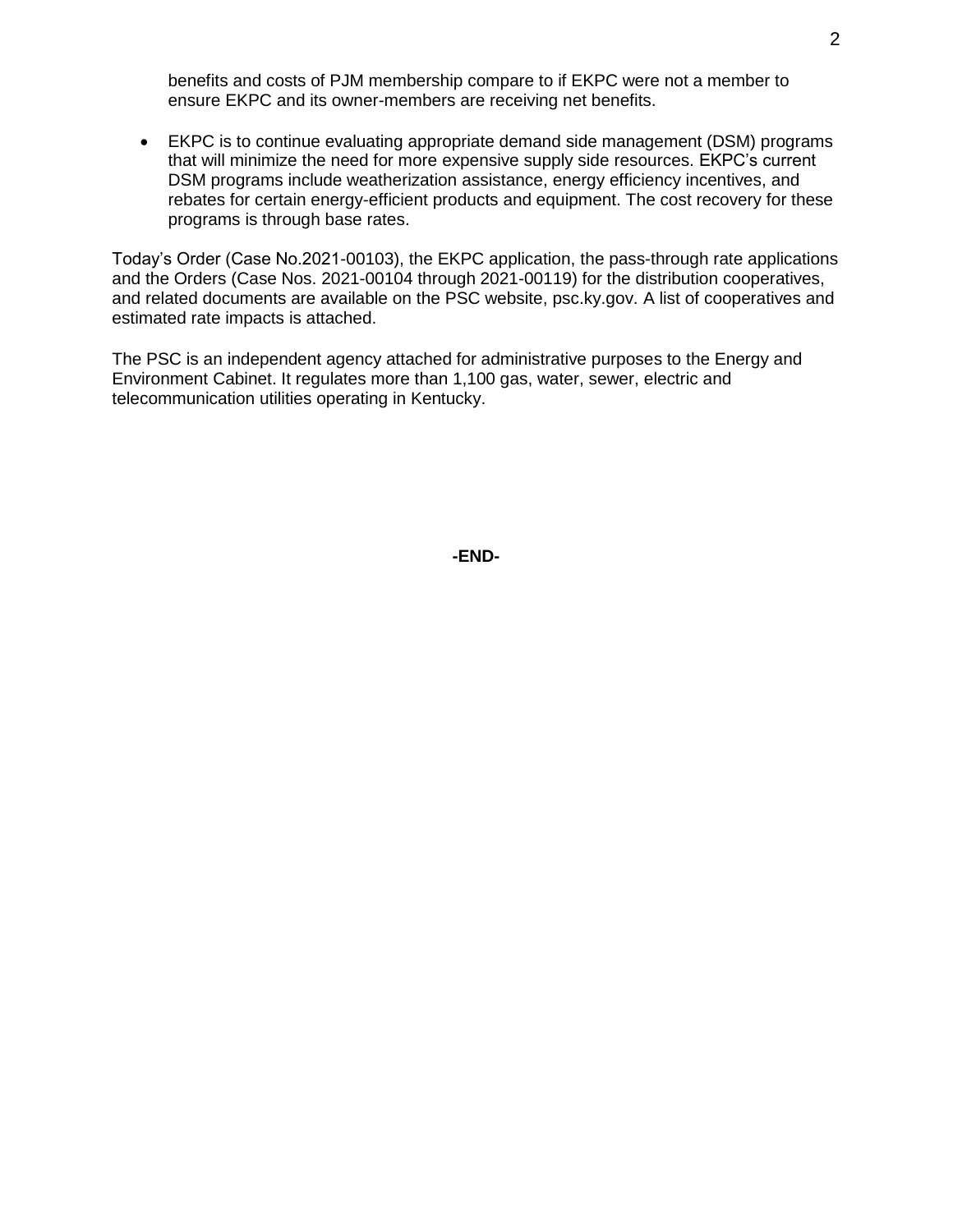benefits and costs of PJM membership compare to if EKPC were not a member to ensure EKPC and its owner-members are receiving net benefits.

- EKPC is to continue evaluating appropriate demand side management (DSM) programs that will minimize the need for more expensive supply side resources. EKPC's current DSM programs include weatherization assistance, energy efficiency incentives, and rebates for certain energy-efficient products and equipment. The cost recovery for these programs is through base rates.

Today's Order (Case No.2021-00103), the EKPC application, the pass-through rate applications and the Orders (Case Nos. 2021-00104 through 2021-00119) for the distribution cooperatives, and related documents are available on the PSC website, psc.ky.gov. A list of cooperatives and estimated rate impacts is attached.

The PSC is an independent agency attached for administrative purposes to the Energy and Environment Cabinet. It regulates more than 1,100 gas, water, sewer, electric and telecommunication utilities operating in Kentucky.

**-END-**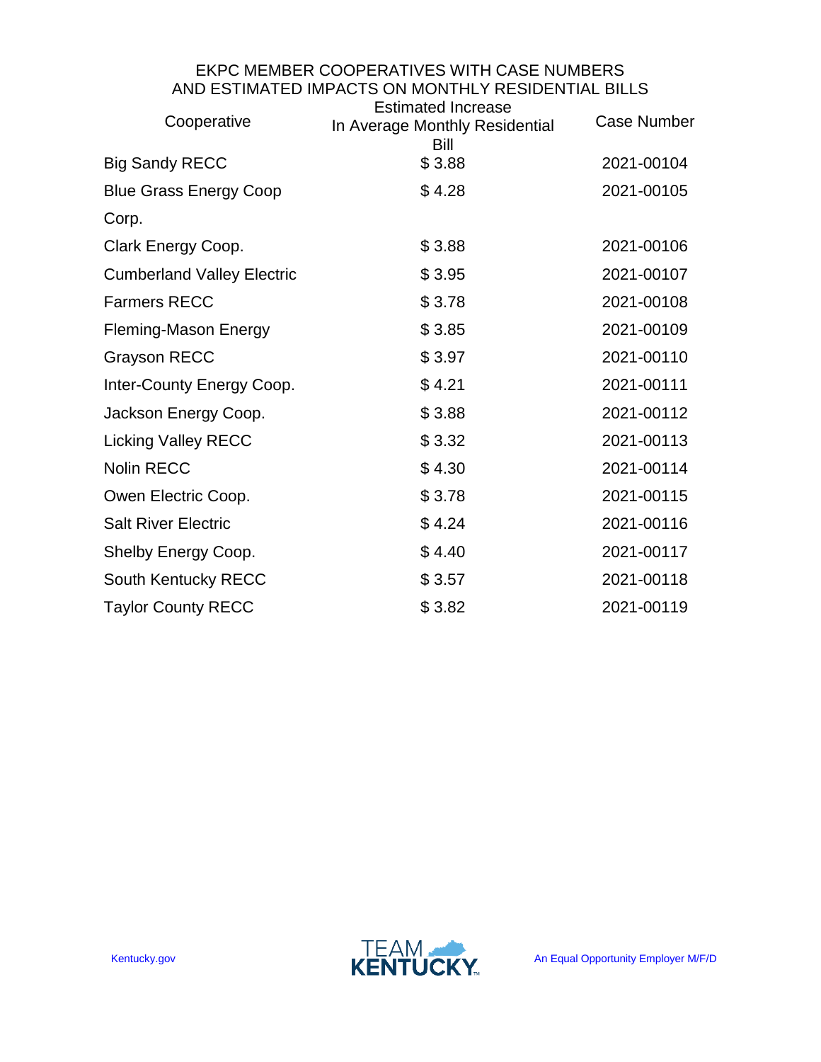EKPC MEMBER COOPERATIVES WITH CASE NUMBERS AND ESTIMATED IMPACTS ON MONTHLY RESIDENTIAL BILLS

| Cooperative | Estimated Increase In Average Monthly Residential Bill | Case Number |
|---|---|---|
| Big Sandy RECC | $ 3.88 | 2021-00104 |
| Blue Grass Energy Coop Corp. | $ 4.28 | 2021-00105 |
| Clark Energy Coop. | $ 3.88 | 2021-00106 |
| Cumberland Valley Electric | $ 3.95 | 2021-00107 |
| Farmers RECC | $ 3.78 | 2021-00108 |
| Fleming-Mason Energy | $ 3.85 | 2021-00109 |
| Grayson RECC | $ 3.97 | 2021-00110 |
| Inter-County Energy Coop. | $ 4.21 | 2021-00111 |
| Jackson Energy Coop. | $ 3.88 | 2021-00112 |
| Licking Valley RECC | $ 3.32 | 2021-00113 |
| Nolin RECC | $ 4.30 | 2021-00114 |
| Owen Electric Coop. | $ 3.78 | 2021-00115 |
| Salt River Electric | $ 4.24 | 2021-00116 |
| Shelby Energy Coop. | $ 4.40 | 2021-00117 |
| South Kentucky RECC | $ 3.57 | 2021-00118 |
| Taylor County RECC | $ 3.82 | 2021-00119 |